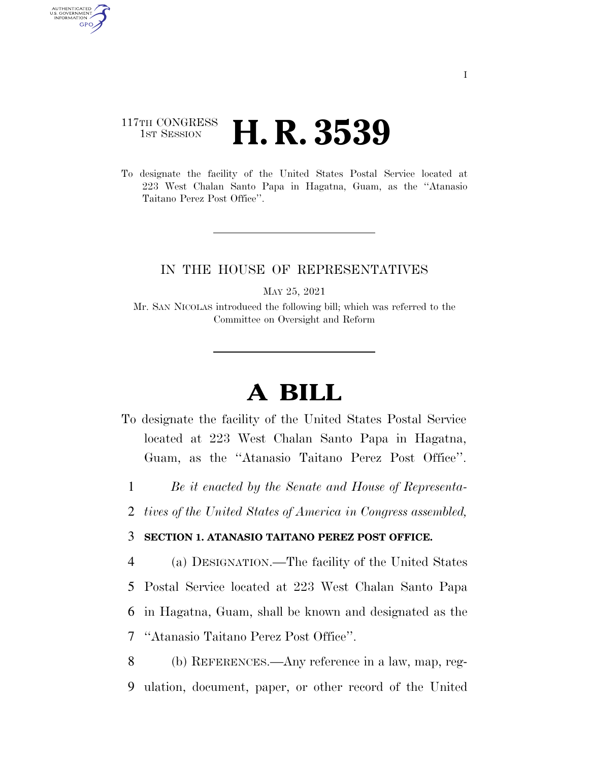117TH CONGRESS
1ST SESSION

# H. R. 3539

To designate the facility of the United States Postal Service located at 223 West Chalan Santo Papa in Hagatna, Guam, as the "Atanasio Taitano Perez Post Office".

IN THE HOUSE OF REPRESENTATIVES

MAY 25, 2021

Mr. SAN NICOLAS introduced the following bill; which was referred to the Committee on Oversight and Reform

# A BILL

To designate the facility of the United States Postal Service located at 223 West Chalan Santo Papa in Hagatna, Guam, as the "Atanasio Taitano Perez Post Office".

1 *Be it enacted by the Senate and House of Representa-*
2 *tives of the United States of America in Congress assembled,*

3 **SECTION 1. ATANASIO TAITANO PEREZ POST OFFICE.**

4 (a) DESIGNATION.—The facility of the United States
5 Postal Service located at 223 West Chalan Santo Papa
6 in Hagatna, Guam, shall be known and designated as the
7 "Atanasio Taitano Perez Post Office".

8 (b) REFERENCES.—Any reference in a law, map, reg-
9 ulation, document, paper, or other record of the United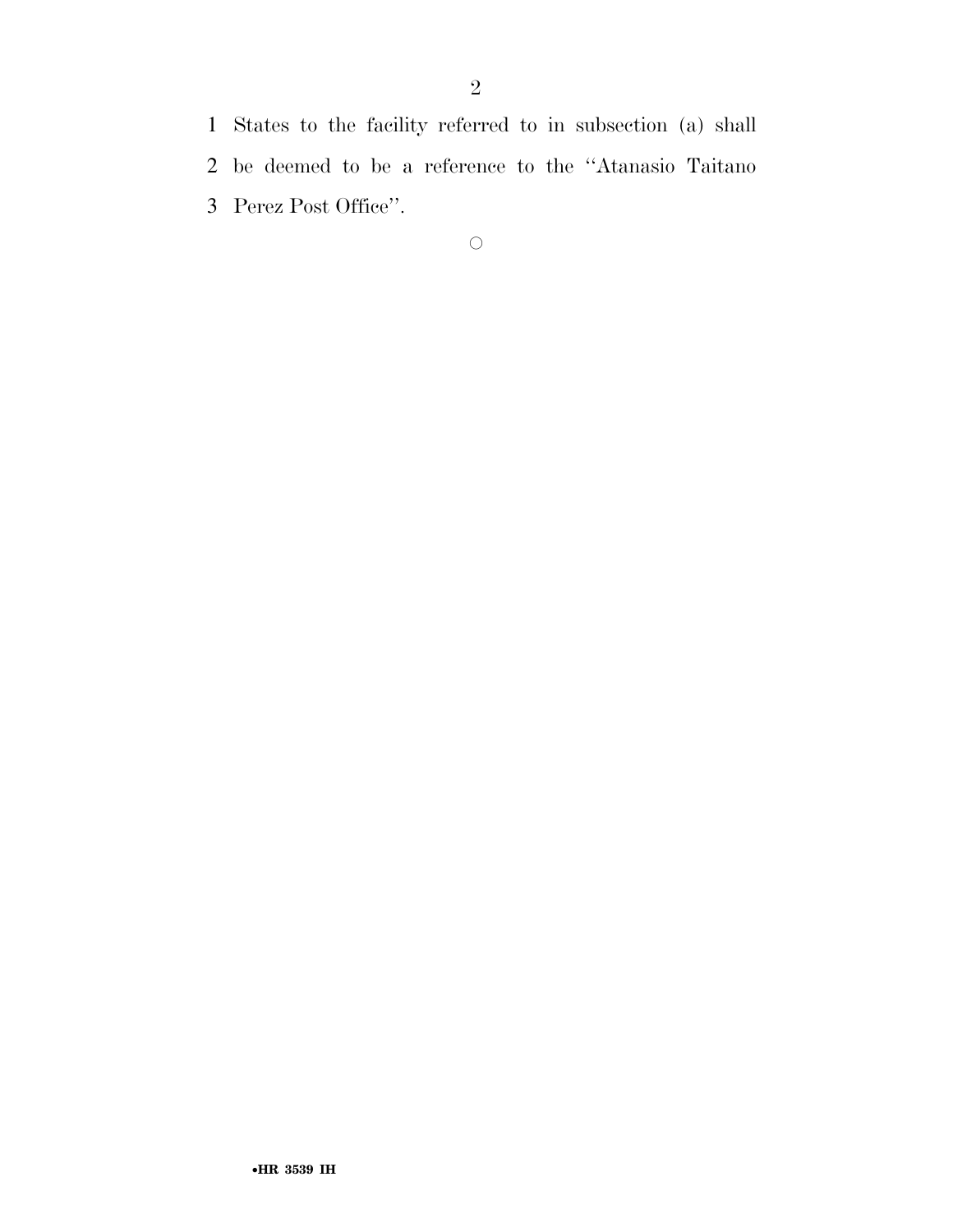States to the facility referred to in subsection (a) shall be deemed to be a reference to the "Atanasio Taitano Perez Post Office".